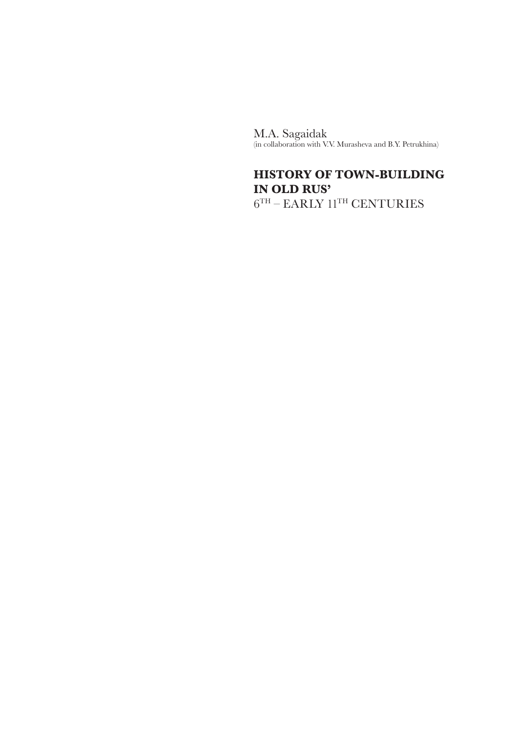M.A. Sagaidak
(in collaboration with V.V. Murasheva and B.Y. Petrukhina)

# HISTORY OF TOWN-BUILDING IN OLD RUS’

6TH – EARLY 11TH CENTURIES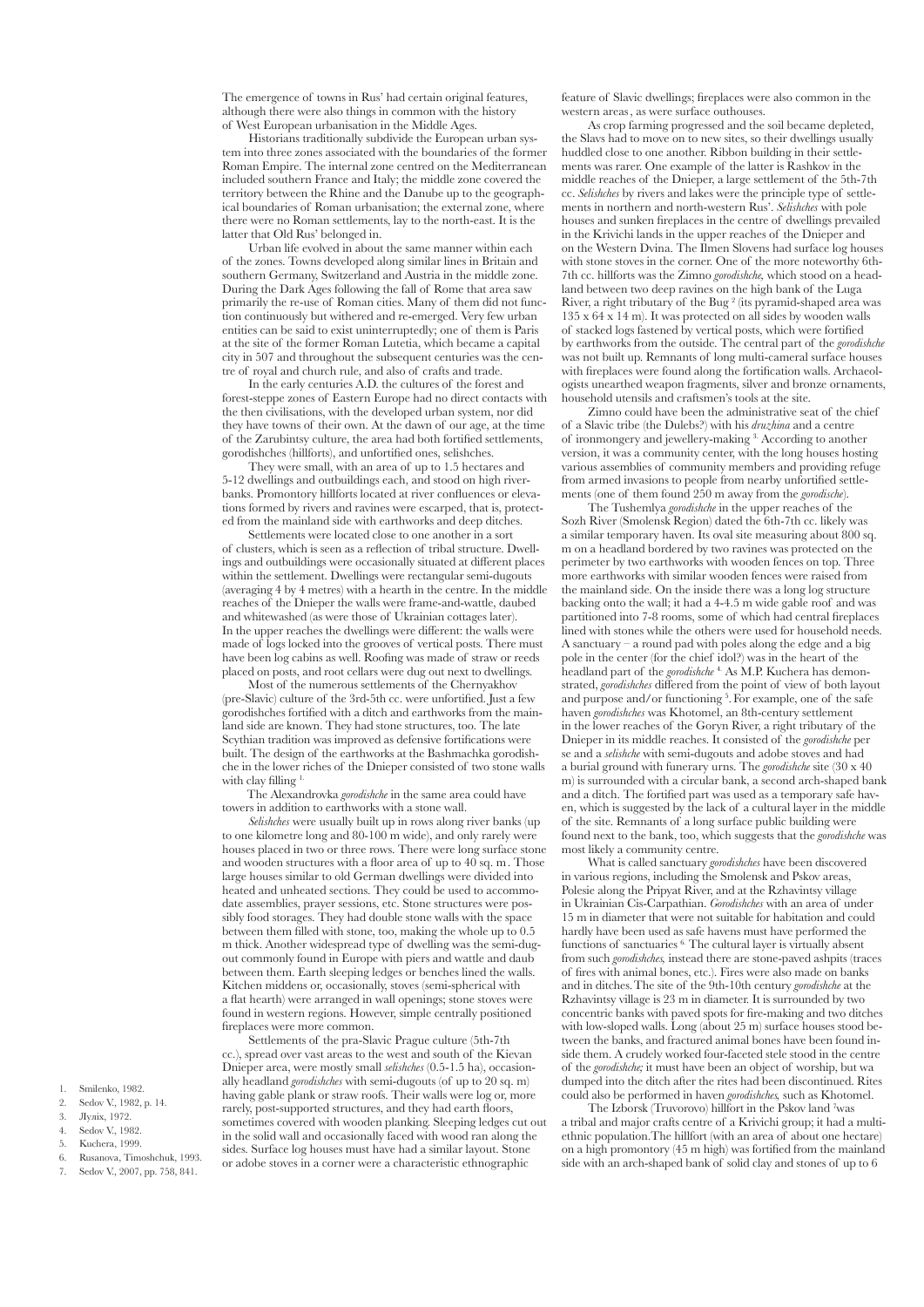The emergence of towns in Rus' had certain original features, although there were also things in common with the history of West European urbanisation in the Middle Ages.

Historians traditionally subdivide the European urban system into three zones associated with the boundaries of the former Roman Empire. The internal zone centred on the Mediterranean included southern France and Italy; the middle zone covered the territory between the Rhine and the Danube up to the geographical boundaries of Roman urbanisation; the external zone, where there were no Roman settlements, lay to the north-east. It is the latter that Old Rus' belonged in.

Urban life evolved in about the same manner within each of the zones. Towns developed along similar lines in Britain and southern Germany, Switzerland and Austria in the middle zone. During the Dark Ages following the fall of Rome that area saw primarily the re-use of Roman cities. Many of them did not function continuously but withered and re-emerged. Very few urban entities can be said to exist uninterruptedly; one of them is Paris at the site of the former Roman Lutetia, which became a capital city in 507 and throughout the subsequent centuries was the centre of royal and church rule, and also of crafts and trade.

In the early centuries A.D. the cultures of the forest and forest-steppe zones of Eastern Europe had no direct contacts with the then civilisations, with the developed urban system, nor did they have towns of their own. At the dawn of our age, at the time of the Zarubintsy culture, the area had both fortified settlements, gorodishches (hillforts), and unfortified ones, selishches.

They were small, with an area of up to 1.5 hectares and 5-12 dwellings and outbuildings each, and stood on high riverbanks. Promontory hillforts located at river confluences or elevations formed by rivers and ravines were escarped, that is, protected from the mainland side with earthworks and deep ditches.

Settlements were located close to one another in a sort of clusters, which is seen as a reflection of tribal structure. Dwellings and outbuildings were occasionally situated at different places within the settlement. Dwellings were rectangular semi-dugouts (averaging 4 by 4 metres) with a hearth in the centre. In the middle reaches of the Dnieper the walls were frame-and-wattle, daubed and whitewashed (as were those of Ukrainian cottages later). In the upper reaches the dwellings were different: the walls were made of logs locked into the grooves of vertical posts. There must have been log cabins as well. Roofing was made of straw or reeds placed on posts, and root cellars were dug out next to dwellings.

Most of the numerous settlements of the Chernyakhov (pre-Slavic) culture of the 3rd-5th cc. were unfortified. Just a few gorodishches fortified with a ditch and earthworks from the mainland side are known. They had stone structures, too. The late Scythian tradition was improved as defensive fortifications were built. The design of the earthworks at the Bashmachka gorodishche in the lower riches of the Dnieper consisted of two stone walls with clay filling [1].

The Alexandrovka *gorodishche* in the same area could have towers in addition to earthworks with a stone wall.

*Selishches* were usually built up in rows along river banks (up to one kilometre long and 80-100 m wide), and only rarely were houses placed in two or three rows. There were long surface stone and wooden structures with a floor area of up to 40 sq. m . Those large houses similar to old German dwellings were divided into heated and unheated sections. They could be used to accommodate assemblies, prayer sessions, etc. Stone structures were possibly food storages. They had double stone walls with the space between them filled with stone, too, making the whole up to 0.5 m thick. Another widespread type of dwelling was the semi-dugout commonly found in Europe with piers and wattle and daub between them. Earth sleeping ledges or benches lined the walls. Kitchen middens or, occasionally, stoves (semi-spherical with a flat hearth) were arranged in wall openings; stone stoves were found in western regions. However, simple centrally positioned fireplaces were more common.

Settlements of the pra-Slavic Prague culture (5th-7th cc.), spread over vast areas to the west and south of the Kievan Dnieper area, were mostly small *selishches* (0.5-1.5 ha), occasionally headland *gorodishches* with semi-dugouts (of up to 20 sq. m) having gable plank or straw roofs. Their walls were log or, more rarely, post-supported structures, and they had earth floors, sometimes covered with wooden planking. Sleeping ledges cut out in the solid wall and occasionally faced with wood ran along the sides. Surface log houses must have had a similar layout. Stone or adobe stoves in a corner were a characteristic ethnographic feature of Slavic dwellings; fireplaces were also common in the western areas , as were surface outhouses.

As crop farming progressed and the soil became depleted, the Slavs had to move on to new sites, so their dwellings usually huddled close to one another. Ribbon building in their settlements was rarer. One example of the latter is Rashkov in the middle reaches of the Dnieper, a large settlement of the 5th-7th cc. *Selishches* by rivers and lakes were the principle type of settlements in northern and north-western Rus'. *Selishches* with pole houses and sunken fireplaces in the centre of dwellings prevailed in the Krivichi lands in the upper reaches of the Dnieper and on the Western Dvina. The Ilmen Slovens had surface log houses with stone stoves in the corner. One of the more noteworthy 6th-7th cc. hillforts was the Zimno *gorodishche*, which stood on a headland between two deep ravines on the high bank of the Luga River, a right tributary of the Bug [2] (its pyramid-shaped area was 135 x 64 x 14 m). It was protected on all sides by wooden walls of stacked logs fastened by vertical posts, which were fortified by earthworks from the outside. The central part of the *gorodishche* was not built up. Remnants of long multi-cameral surface houses with fireplaces were found along the fortification walls. Archaeologists unearthed weapon fragments, silver and bronze ornaments, household utensils and craftsmen's tools at the site.

Zimno could have been the administrative seat of the chief of a Slavic tribe (the Dulebs?) with his *druzhina* and a centre of ironmongery and jewellery-making [3]. According to another version, it was a community center, with the long houses hosting various assemblies of community members and providing refuge from armed invasions to people from nearby unfortified settlements (one of them found 250 m away from the *gorodische*).

The Tushemlya *gorodishche* in the upper reaches of the Sozh River (Smolensk Region) dated the 6th-7th cc. likely was a similar temporary haven. Its oval site measuring about 800 sq. m on a headland bordered by two ravines was protected on the perimeter by two earthworks with wooden fences on top. Three more earthworks with similar wooden fences were raised from the mainland side. On the inside there was a long log structure backing onto the wall; it had a 4-4.5 m wide gable roof and was partitioned into 7-8 rooms, some of which had central fireplaces lined with stones while the others were used for household needs. A sanctuary – a round pad with poles along the edge and a big pole in the center (for the chief idol?) was in the heart of the headland part of the *gorodishche* [4]. As M.P. Kuchera has demonstrated, *gorodishches* differed from the point of view of both layout and purpose and/or functioning [5]. For example, one of the safe haven *gorodishches* was Khotomel, an 8th-century settlement in the lower reaches of the Goryn River, a right tributary of the Dnieper in its middle reaches. It consisted of the *gorodishche* per se and a *selishche* with semi-dugouts and adobe stoves and had a burial ground with funerary urns. The *gorodishche* site (30 x 40 m) is surrounded with a circular bank, a second arch-shaped bank and a ditch. The fortified part was used as a temporary safe haven, which is suggested by the lack of a cultural layer in the middle of the site. Remnants of a long surface public building were found next to the bank, too, which suggests that the *gorodishche* was most likely a community centre.

What is called sanctuary *gorodishches* have been discovered in various regions, including the Smolensk and Pskov areas, Polesie along the Pripyat River, and at the Rzhavintsy village in Ukrainian Cis-Carpathian. *Gorodishches* with an area of under 15 m in diameter that were not suitable for habitation and could hardly have been used as safe havens must have performed the functions of sanctuaries [6]. The cultural layer is virtually absent from such *gorodishches*, instead there are stone-paved ashpits (traces of fires with animal bones, etc.). Fires were also made on banks and in ditches. The site of the 9th-10th century *gorodishche* at the Rzhavintsy village is 23 m in diameter. It is surrounded by two concentric banks with paved spots for fire-making and two ditches with low-sloped walls. Long (about 25 m) surface houses stood between the banks, and fractured animal bones have been found inside them. A crudely worked four-faceted stele stood in the centre of the *gorodishche;* it must have been an object of worship, but wa dumped into the ditch after the rites had been discontinued. Rites could also be performed in haven *gorodishches,* such as Khotomel.

The Izborsk (Truvorovo) hillfort in the Pskov land [7] was a tribal and major crafts centre of a Krivichi group; it had a multi-ethnic population. The hillfort (with an area of about one hectare) on a high promontory (45 m high) was fortified from the mainland side with an arch-shaped bank of solid clay and stones of up to 6

1. Smilenko, 1982.
2. Sedov V., 1982, p. 14.
3. Лулік, 1972.
4. Sedov V., 1982.
5. Kuchera, 1999.
6. Rusanova, Timoshchuk, 1993.
7. Sedov V., 2007, pp. 758, 841.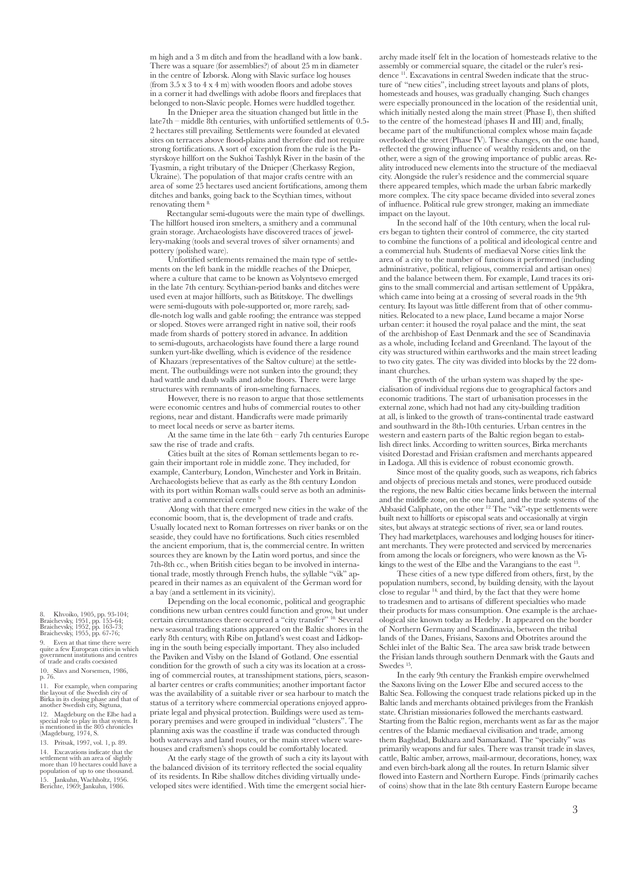m high and a 3 m ditch and from the headland with a low bank. There was a square (for assemblies?) of about 25 m in diameter in the centre of Izborsk. Along with Slavic surface log houses (from 3.5 x 3 to 4 x 4 m) with wooden floors and adobe stoves in a corner it had dwellings with adobe floors and fireplaces that belonged to non-Slavic people. Homes were huddled together.

In the Dnieper area the situation changed but little in the late7th – middle 8th centuries, with unfortified settlements of 0.5-2 hectares still prevailing. Settlements were founded at elevated sites on terraces above flood-plains and therefore did not require strong fortifications. A sort of exception from the rule is the Pastyrskoye hillfort on the Sukhoi Tashlyk River in the basin of the Tyasmin, a right tributary of the Dnieper (Cherkassy Region, Ukraine). The population of that major crafts centre with an area of some 25 hectares used ancient fortifications, among them ditches and banks, going back to the Scythian times, without renovating them [8].

Rectangular semi-dugouts were the main type of dwellings. The hillfort housed iron smelters, a smithery and a communal grain storage. Archaeologists have discovered traces of jewellery-making (tools and several troves of silver ornaments) and pottery (polished ware).

Unfortified settlements remained the main type of settlements on the left bank in the middle reaches of the Dnieper, where a culture that came to be known as Volyntsevo emerged in the late 7th century. Scythian-period banks and ditches were used even at major hillforts, such as Bititskoye. The dwellings were semi-dugouts with pole-supported or, more rarely, saddle-notch log walls and gable roofing; the entrance was stepped or sloped. Stoves were arranged right in native soil, their roofs made from shards of pottery stored in advance. In addition to semi-dugouts, archaeologists have found there a large round sunken yurt-like dwelling, which is evidence of the residence of Khazars (representatives of the Saltov culture) at the settlement. The outbuildings were not sunken into the ground; they had wattle and daub walls and adobe floors. There were large structures with remnants of iron-smelting furnaces.

However, there is no reason to argue that those settlements were economic centres and hubs of commercial routes to other regions, near and distant. Handicrafts were made primarily to meet local needs or serve as barter items.

At the same time in the late 6th – early 7th centuries Europe saw the rise of trade and crafts.

Cities built at the sites of Roman settlements began to regain their important role in middle zone. They included, for example, Canterbury, London, Winchester and York in Britain. Archaeologists believe that as early as the 8th century London with its port within Roman walls could serve as both an administrative and a commercial centre [9].

Along with that there emerged new cities in the wake of the economic boom, that is, the development of trade and crafts. Usually located next to Roman fortresses on river banks or on the seaside, they could have no fortifications. Such cities resembled the ancient emporium, that is, the commercial centre. In written sources they are known by the Latin word portus, and since the 7th-8th cc., when British cities began to be involved in international trade, mostly through French hubs, the syllable "vik" appeared in their names as an equivalent of the German word for a bay (and a settlement in its vicinity).

Depending on the local economic, political and geographic conditions new urban centres could function and grow, but under certain circumstances there occurred a "city transfer" [10]. Several new seasonal trading stations appeared on the Baltic shores in the early 8th century, with Ribe on Jutland's west coast and Lidkoping in the south being especially important. They also included the Paviken and Visby on the Island of Gotland. One essential condition for the growth of such a city was its location at a crossing of commercial routes, at transshipment stations, piers, seasonal barter centres or crafts communities; another important factor was the availability of a suitable river or sea harbour to match the status of a territory where commercial operations enjoyed appropriate legal and physical protection. Buildings were used as temporary premises and were grouped in individual "clusters". The planning axis was the coastline if trade was conducted through both waterways and land routes, or the main street where warehouses and craftsmen's shops could be comfortably located.

At the early stage of the growth of such a city its layout with the balanced division of its territory reflected the social equality of its residents. In Ribe shallow ditches dividing virtually undeveloped sites were identified. With time the emergent social hierarchy made itself felt in the location of homesteads relative to the assembly or commercial square, the citadel or the ruler's residence [11]. Excavations in central Sweden indicate that the structure of "new cities", including street layouts and plans of plots, homesteads and houses, was gradually changing. Such changes were especially pronounced in the location of the residential unit, which initially nested along the main street (Phase I), then shifted to the centre of the homestead (phases II and III) and, finally, became part of the multifunctional complex whose main façade overlooked the street (Phase IV). These changes, on the one hand, reflected the growing influence of wealthy residents and, on the other, were a sign of the growing importance of public areas. Reality introduced new elements into the structure of the mediaeval city. Alongside the ruler's residence and the commercial square there appeared temples, which made the urban fabric markedly more complex. The city space became divided into several zones of influence. Political rule grew stronger, making an immediate impact on the layout.

In the second half of the 10th century, when the local rulers began to tighten their control of commerce, the city started to combine the functions of a political and ideological centre and a commercial hub. Students of mediaeval Norse cities link the area of a city to the number of functions it performed (including administrative, political, religious, commercial and artisan ones) and the balance between them. For example, Lund traces its origins to the small commercial and artisan settlement of Uppåkra, which came into being at a crossing of several roads in the 9th century. Its layout was little different from that of other communities. Relocated to a new place, Lund became a major Norse urban center: it housed the royal palace and the mint, the seat of the archbishop of East Denmark and the see of Scandinavia as a whole, including Iceland and Greenland. The layout of the city was structured within earthworks and the main street leading to two city gates. The city was divided into blocks by the 22 dominant churches.

The growth of the urban system was shaped by the specialisation of individual regions due to geographical factors and economic traditions. The start of urbanisation processes in the external zone, which had not had any city-building tradition at all, is linked to the growth of trans-continental trade eastward and southward in the 8th-10th centuries. Urban centres in the western and eastern parts of the Baltic region began to establish direct links. According to written sources, Birka merchants visited Dorestad and Frisian craftsmen and merchants appeared in Ladoga. All this is evidence of robust economic growth.

Since most of the quality goods, such as weapons, rich fabrics and objects of precious metals and stones, were produced outside the regions, the new Baltic cities became links between the internal and the middle zone, on the one hand, and the trade systems of the Abbasid Caliphate, on the other [12]. The "vik"-type settlements were built next to hillforts or episcopal seats and occasionally at virgin sites, but always at strategic sections of river, sea or land routes. They had marketplaces, warehouses and lodging houses for itinerant merchants. They were protected and serviced by mercenaries from among the locals or foreigners, who were known as the Vikings to the west of the Elbe and the Varangians to the east [13].

These cities of a new type differed from others, first, by the population numbers, second, by building density, with the layout close to regular [14], and third, by the fact that they were home to tradesmen and to artisans of different specialties who made their products for mass consumption. One example is the archaeological site known today as Hedeby. It appeared on the border of Northern Germany and Scandinavia, between the tribal lands of the Danes, Frisians, Saxons and Obotrites around the Schlei inlet of the Baltic Sea. The area saw brisk trade between the Frisian lands through southern Denmark with the Gauts and Swedes [15].

In the early 9th century the Frankish empire overwhelmed the Saxons living on the Lower Elbe and secured access to the Baltic Sea. Following the conquest trade relations picked up in the Baltic lands and merchants obtained privileges from the Frankish state. Christian missionaries followed the merchants eastward. Starting from the Baltic region, merchants went as far as the major centres of the Islamic mediaeval civilisation and trade, among them Baghdad, Bukhara and Samarkand. The "specialty" was primarily weapons and fur sales. There was transit trade in slaves, cattle, Baltic amber, arrows, mail-armour, decorations, honey, wax and even birch-bark along all the routes. In return Islamic silver flowed into Eastern and Northern Europe. Finds (primarily caches of coins) show that in the late 8th century Eastern Europe became

---

8. Khvoiko, 1905, pp. 93-104; Braichevsky, 1951, pp. 155-64; Braichevsky, 1952, pp. 163-73; Braichevsky, 1955, pp. 67-76;

9. Even at that time there were quite a few European cities in which government institutions and centres of trade and crafts coexisted

10. Slavs and Norsemen, 1986, p. 76.

11. For example, when comparing the layout of the Swedish city of Birka in its closing phase and that of another Swedish city, Sigtuna,

12. Magdeburg on the Elbe had a special role to play in that system. It is mentioned in the 805 chronicles (Magdeburg, 1974, S.

13. Pritsak, 1997, vol. 1, p. 89.

14. Excavations indicate that the settlement with an area of slightly more than 10 hectares could have a population of up to one thousand.

15. Jankuhn, Wachholtz, 1956. Berichte, 1969; Jankuhn, 1986.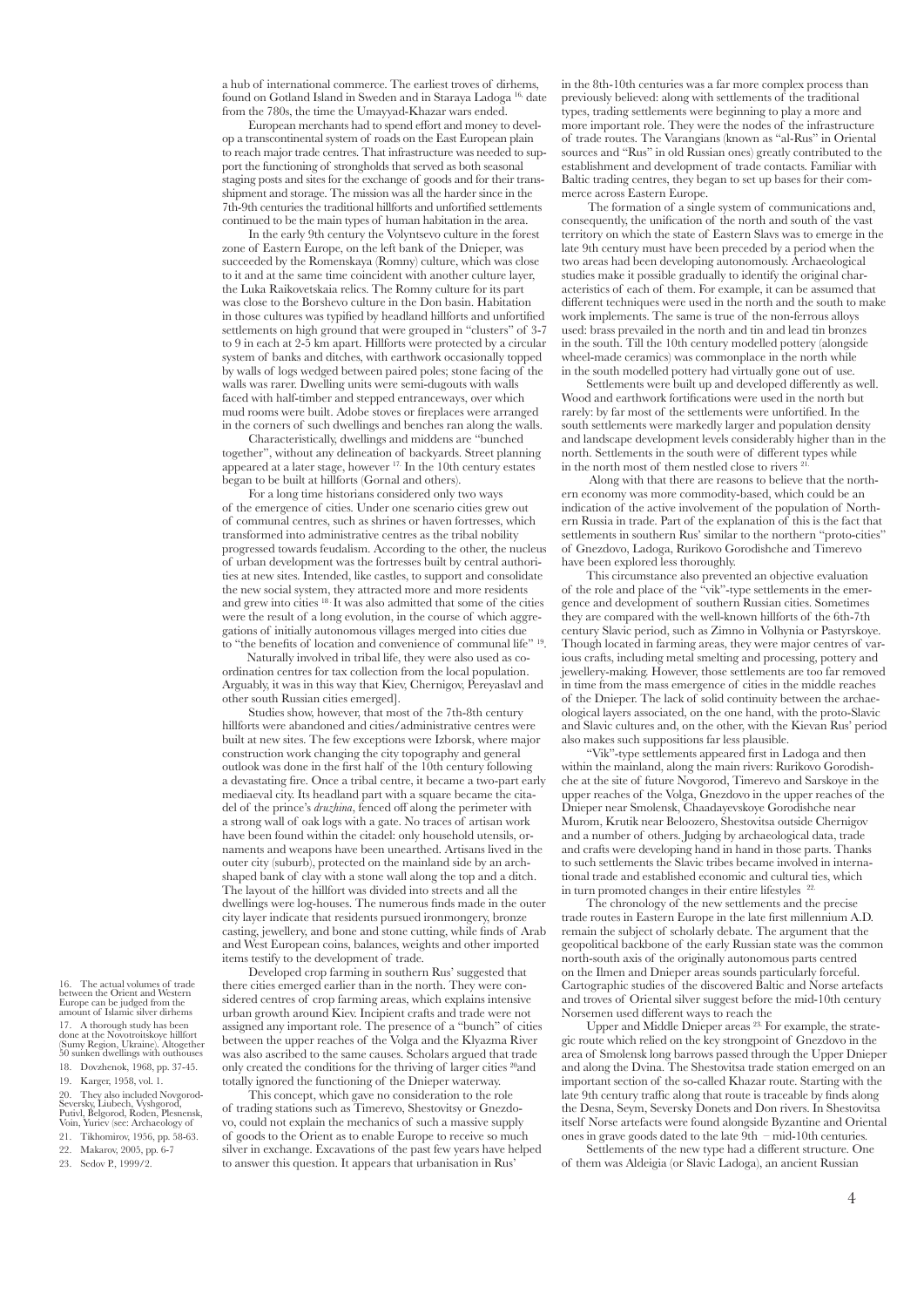a hub of international commerce. The earliest troves of dirhems, found on Gotland Island in Sweden and in Staraya Ladoga [16], date from the 780s, the time the Umayyad-Khazar wars ended.

European merchants had to spend effort and money to develop a transcontinental system of roads on the East European plain to reach major trade centres. That infrastructure was needed to support the functioning of strongholds that served as both seasonal staging posts and sites for the exchange of goods and for their transshipment and storage. The mission was all the harder since in the 7th-9th centuries the traditional hillforts and unfortified settlements continued to be the main types of human habitation in the area.

In the early 9th century the Volyntsevo culture in the forest zone of Eastern Europe, on the left bank of the Dnieper, was succeeded by the Romenskaya (Romny) culture, which was close to it and at the same time coincident with another culture layer, the Luka Raikovetskaia relics. The Romny culture for its part was close to the Borshevo culture in the Don basin. Habitation in those cultures was typified by headland hillforts and unfortified settlements on high ground that were grouped in "clusters" of 3-7 to 9 in each at 2-5 km apart. Hillforts were protected by a circular system of banks and ditches, with earthwork occasionally topped by walls of logs wedged between paired poles; stone facing of the walls was rarer. Dwelling units were semi-dugouts with walls faced with half-timber and stepped entranceways, over which mud rooms were built. Adobe stoves or fireplaces were arranged in the corners of such dwellings and benches ran along the walls.

Characteristically, dwellings and middens are "bunched together", without any delineation of backyards. Street planning appeared at a later stage, however [17]. In the 10th century estates began to be built at hillforts (Gornal and others).

For a long time historians considered only two ways of the emergence of cities. Under one scenario cities grew out of communal centres, such as shrines or haven fortresses, which transformed into administrative centres as the tribal nobility progressed towards feudalism. According to the other, the nucleus of urban development was the fortresses built by central authorities at new sites. Intended, like castles, to support and consolidate the new social system, they attracted more and more residents and grew into cities [18]. It was also admitted that some of the cities were the result of a long evolution, in the course of which aggregations of initially autonomous villages merged into cities due to "the benefits of location and convenience of communal life" [19].

Naturally involved in tribal life, they were also used as coordination centres for tax collection from the local population. Arguably, it was in this way that Kiev, Chernigov, Pereyaslavl and other south Russian cities emerged].

Studies show, however, that most of the 7th-8th century hillforts were abandoned and cities/administrative centres were built at new sites. The few exceptions were Izborsk, where major construction work changing the city topography and general outlook was done in the first half of the 10th century following a devastating fire. Once a tribal centre, it became a two-part early mediaeval city. Its headland part with a square became the citadel of the prince's *druzhina*, fenced off along the perimeter with a strong wall of oak logs with a gate. No traces of artisan work have been found within the citadel: only household utensils, ornaments and weapons have been unearthed. Artisans lived in the outer city (suburb), protected on the mainland side by an arch-shaped bank of clay with a stone wall along the top and a ditch. The layout of the hillfort was divided into streets and all the dwellings were log-houses. The numerous finds made in the outer city layer indicate that residents pursued ironmongery, bronze casting, jewellery, and bone and stone cutting, while finds of Arab and West European coins, balances, weights and other imported items testify to the development of trade.

Developed crop farming in southern Rus' suggested that there cities emerged earlier than in the north. They were considered centres of crop farming areas, which explains intensive urban growth around Kiev. Incipient crafts and trade were not assigned any important role. The presence of a "bunch" of cities between the upper reaches of the Volga and the Klyazma River was also ascribed to the same causes. Scholars argued that trade only created the conditions for the thriving of larger cities [20] and totally ignored the functioning of the Dnieper waterway.

This concept, which gave no consideration to the role of trading stations such as Timerevo, Shestovitsy or Gnezdovo, could not explain the mechanics of such a massive supply of goods to the Orient as to enable Europe to receive so much silver in exchange. Excavations of the past few years have helped to answer this question. It appears that urbanisation in Rus' in the 8th-10th centuries was a far more complex process than previously believed: along with settlements of the traditional types, trading settlements were beginning to play a more and more important role. They were the nodes of the infrastructure of trade routes. The Varangians (known as "al-Rus" in Oriental sources and "Rus" in old Russian ones) greatly contributed to the establishment and development of trade contacts. Familiar with Baltic trading centres, they began to set up bases for their commerce across Eastern Europe.

The formation of a single system of communications and, consequently, the unification of the north and south of the vast territory on which the state of Eastern Slavs was to emerge in the late 9th century must have been preceded by a period when the two areas had been developing autonomously. Archaeological studies make it possible gradually to identify the original characteristics of each of them. For example, it can be assumed that different techniques were used in the north and the south to make work implements. The same is true of the non-ferrous alloys used: brass prevailed in the north and tin and lead tin bronzes in the south. Till the 10th century modelled pottery (alongside wheel-made ceramics) was commonplace in the north while in the south modelled pottery had virtually gone out of use.

Settlements were built up and developed differently as well. Wood and earthwork fortifications were used in the north but rarely: by far most of the settlements were unfortified. In the south settlements were markedly larger and population density and landscape development levels considerably higher than in the north. Settlements in the south were of different types while in the north most of them nestled close to rivers [21].

Along with that there are reasons to believe that the northern economy was more commodity-based, which could be an indication of the active involvement of the population of Northern Russia in trade. Part of the explanation of this is the fact that settlements in southern Rus' similar to the northern "proto-cities" of Gnezdovo, Ladoga, Rurikovo Gorodishche and Timerevo have been explored less thoroughly.

This circumstance also prevented an objective evaluation of the role and place of the "vik"-type settlements in the emergence and development of southern Russian cities. Sometimes they are compared with the well-known hillforts of the 6th-7th century Slavic period, such as Zimno in Volhynia or Pastyrskoye. Though located in farming areas, they were major centres of various crafts, including metal smelting and processing, pottery and jewellery-making. However, those settlements are too far removed in time from the mass emergence of cities in the middle reaches of the Dnieper. The lack of solid continuity between the archaeological layers associated, on the one hand, with the proto-Slavic and Slavic cultures and, on the other, with the Kievan Rus' period also makes such suppositions far less plausible.

"Vik"-type settlements appeared first in Ladoga and then within the mainland, along the main rivers: Rurikovo Gorodishche at the site of future Novgorod, Timerevo and Sarskoye in the upper reaches of the Volga, Gnezdovo in the upper reaches of the Dnieper near Smolensk, Chaadayevskoye Gorodishche near Murom, Krutik near Beloozero, Shestovitsa outside Chernigov and a number of others. Judging by archaeological data, trade and crafts were developing hand in hand in those parts. Thanks to such settlements the Slavic tribes became involved in international trade and established economic and cultural ties, which in turn promoted changes in their entire lifestyles [22].

The chronology of the new settlements and the precise trade routes in Eastern Europe in the late first millennium A.D. remain the subject of scholarly debate. The argument that the geopolitical backbone of the early Russian state was the common north-south axis of the originally autonomous parts centred on the Ilmen and Dnieper areas sounds particularly forceful. Cartographic studies of the discovered Baltic and Norse artefacts and troves of Oriental silver suggest before the mid-10th century Norsemen used different ways to reach the

Upper and Middle Dnieper areas [23]. For example, the strategic route which relied on the key strongpoint of Gnezdovo in the area of Smolensk long barrows passed through the Upper Dnieper and along the Dvina. The Shestovitsa trade station emerged on an important section of the so-called Khazar route. Starting with the late 9th century traffic along that route is traceable by finds along the Desna, Seym, Seversky Donets and Don rivers. In Shestovitsa itself Norse artefacts were found alongside Byzantine and Oriental ones in grave goods dated to the late 9th – mid-10th centuries.

Settlements of the new type had a different structure. One of them was Aldeigia (or Slavic Ladoga), an ancient Russian

---

16. The actual volumes of trade between the Orient and Western Europe can be judged from the amount of Islamic silver dirhems

17. A thorough study has been done at the Novotroitskoye hillfort (Sumy Region, Ukraine). Altogether 50 sunken dwellings with outhouses

18. Dovzhenok, 1968, pp. 37-45.

19. Karger, 1958, vol. 1.

20. They also included Novgorod-Seversky, Liubech, Vyshgorod, Putivl, Belgorod, Roden, Plesnensk, Voin, Yuriev (see: Archaeology of

21. Tikhomirov, 1956, pp. 58-63.

22. Makarov, 2005, pp. 6-7

23. Sedov P., 1999/2.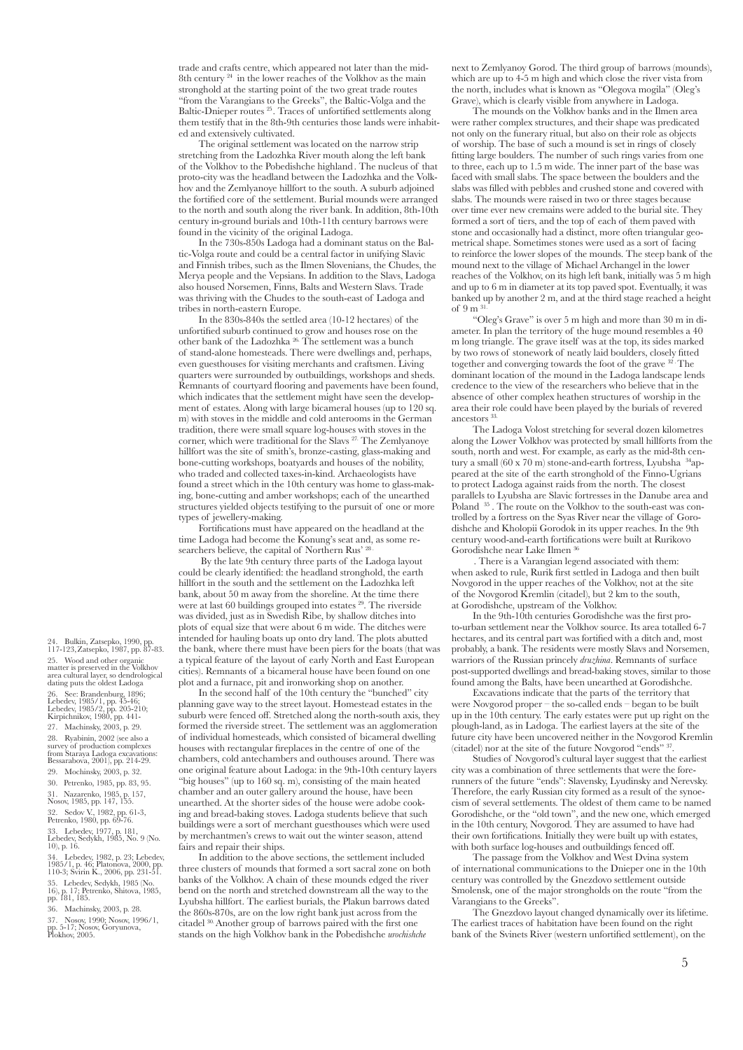trade and crafts centre, which appeared not later than the mid-8th century [24] in the lower reaches of the Volkhov as the main stronghold at the starting point of the two great trade routes "from the Varangians to the Greeks", the Baltic-Volga and the Baltic-Dnieper routes [25]. Traces of unfortified settlements along them testify that in the 8th-9th centuries those lands were inhabited and extensively cultivated.

The original settlement was located on the narrow strip stretching from the Ladozhka River mouth along the left bank of the Volkhov to the Pobedishche highland. The nucleus of that proto-city was the headland between the Ladozhka and the Volkhov and the Zemlyanoye hillfort to the south. A suburb adjoined the fortified core of the settlement. Burial mounds were arranged to the north and south along the river bank. In addition, 8th-10th century in-ground burials and 10th-11th century barrows were found in the vicinity of the original Ladoga.

In the 730s-850s Ladoga had a dominant status on the Baltic-Volga route and could be a central factor in unifying Slavic and Finnish tribes, such as the Ilmen Slovenians, the Chudes, the Merya people and the Vepsians. In addition to the Slavs, Ladoga also housed Norsemen, Finns, Balts and Western Slavs. Trade was thriving with the Chudes to the south-east of Ladoga and tribes in north-eastern Europe.

In the 830s-840s the settled area (10-12 hectares) of the unfortified suburb continued to grow and houses rose on the other bank of the Ladozhka [26]. The settlement was a bunch of stand-alone homesteads. There were dwellings and, perhaps, even guesthouses for visiting merchants and craftsmen. Living quarters were surrounded by outbuildings, workshops and sheds. Remnants of courtyard flooring and pavements have been found, which indicates that the settlement might have seen the development of estates. Along with large bicameral houses (up to 120 sq. m) with stoves in the middle and cold anterooms in the German tradition, there were small square log-houses with stoves in the corner, which were traditional for the Slavs [27]. The Zemlyanoye hillfort was the site of smith's, bronze-casting, glass-making and bone-cutting workshops, boatyards and houses of the nobility, who traded and collected taxes-in-kind. Archaeologists have found a street which in the 10th century was home to glass-making, bone-cutting and amber workshops; each of the unearthed structures yielded objects testifying to the pursuit of one or more types of jewellery-making.

Fortifications must have appeared on the headland at the time Ladoga had become the Konung's seat and, as some researchers believe, the capital of Northern Rus' [28].

By the late 9th century three parts of the Ladoga layout could be clearly identified: the headland stronghold, the earth hillfort in the south and the settlement on the Ladozhka left bank, about 50 m away from the shoreline. At the time there were at last 60 buildings grouped into estates [29]. The riverside was divided, just as in Swedish Ribe, by shallow ditches into plots of equal size that were about 6 m wide. The ditches were intended for hauling boats up onto dry land. The plots abutted the bank, where there must have been piers for the boats (that was a typical feature of the layout of early North and East European cities). Remnants of a bicameral house have been found on one plot and a furnace, pit and ironworking shop on another.

In the second half of the 10th century the "bunched" city planning gave way to the street layout. Homestead estates in the suburb were fenced off. Stretched along the north-south axis, they formed the riverside street. The settlement was an agglomeration of individual homesteads, which consisted of bicameral dwelling houses with rectangular fireplaces in the centre of one of the chambers, cold antechambers and outhouses around. There was one original feature about Ladoga: in the 9th-10th century layers "big houses" (up to 160 sq. m), consisting of the main heated chamber and an outer gallery around the house, have been unearthed. At the shorter sides of the house were adobe cooking and bread-baking stoves. Ladoga students believe that such buildings were a sort of merchant guesthouses which were used by merchantmen's crews to wait out the winter season, attend fairs and repair their ships.

In addition to the above sections, the settlement included three clusters of mounds that formed a sort sacral zone on both banks of the Volkhov. A chain of these mounds edged the river bend on the north and stretched downstream all the way to the Lyubsha hillfort. The earliest burials, the Plakun barrows dated the 860s-870s, are on the low right bank just across from the citadel [30]. Another group of barrows paired with the first one stands on the high Volkhov bank in the Pobedishche *urochishche* next to Zemlyanoy Gorod. The third group of barrows (mounds), which are up to 4-5 m high and which close the river vista from the north, includes what is known as "Olegova mogila" (Oleg's Grave), which is clearly visible from anywhere in Ladoga.

The mounds on the Volkhov banks and in the Ilmen area were rather complex structures, and their shape was predicated not only on the funerary ritual, but also on their role as objects of worship. The base of such a mound is set in rings of closely fitting large boulders. The number of such rings varies from one to three, each up to 1.5 m wide. The inner part of the base was faced with small slabs. The space between the boulders and the slabs was filled with pebbles and crushed stone and covered with slabs. The mounds were raised in two or three stages because over time ever new cremains were added to the burial site. They formed a sort of tiers, and the top of each of them paved with stone and occasionally had a distinct, more often triangular geometrical shape. Sometimes stones were used as a sort of facing to reinforce the lower slopes of the mounds. The steep bank of the mound next to the village of Michael Archangel in the lower reaches of the Volkhov, on its high left bank, initially was 5 m high and up to 6 m in diameter at its top paved spot. Eventually, it was banked up by another 2 m, and at the third stage reached a height of 9 m [31].

"Oleg's Grave" is over 5 m high and more than 30 m in diameter. In plan the territory of the huge mound resembles a 40 m long triangle. The grave itself was at the top, its sides marked by two rows of stonework of neatly laid boulders, closely fitted together and converging towards the foot of the grave [32]. The dominant location of the mound in the Ladoga landscape lends credence to the view of the researchers who believe that in the absence of other complex heathen structures of worship in the area their role could have been played by the burials of revered ancestors [33].

The Ladoga Volost stretching for several dozen kilometres along the Lower Volkhov was protected by small hillforts from the south, north and west. For example, as early as the mid-8th century a small (60 x 70 m) stone-and-earth fortress, Lyubsha [34] appeared at the site of the earth stronghold of the Finno-Ugrians to protect Ladoga against raids from the north. The closest parallels to Lyubsha are Slavic fortresses in the Danube area and Poland [35]. The route on the Volkhov to the south-east was controlled by a fortress on the Syas River near the village of Gorodishche and Kholopii Gorodok in its upper reaches. In the 9th century wood-and-earth fortifications were built at Rurikovo Gorodishche near Lake Ilmen [36]. There is a Varangian legend associated with them: when asked to rule, Rurik first settled in Ladoga and then built Novgorod in the upper reaches of the Volkhov, not at the site of the Novgorod Kremlin (citadel), but 2 km to the south, at Gorodishche, upstream of the Volkhov.

In the 9th-10th centuries Gorodishche was the first proto-urban settlement near the Volkhov source. Its area totalled 6-7 hectares, and its central part was fortified with a ditch and, most probably, a bank. The residents were mostly Slavs and Norsemen, warriors of the Russian princely *druzhina*. Remnants of surface post-supported dwellings and bread-baking stoves, similar to those found among the Balts, have been unearthed at Gorodishche.

Excavations indicate that the parts of the territory that were Novgorod proper – the so-called ends – began to be built up in the 10th century. The early estates were put up right on the plough-land, as in Ladoga. The earliest layers at the site of the future city have been uncovered neither in the Novgorod Kremlin (citadel) nor at the site of the future Novgorod "ends" [37].

Studies of Novgorod's cultural layer suggest that the earliest city was a combination of three settlements that were the forerunners of the future "ends": Slavensky, Lyudinsky and Nerevsky. Therefore, the early Russian city formed as a result of the synoecism of several settlements. The oldest of them came to be named Gorodishche, or the "old town", and the new one, which emerged in the 10th century, Novgorod. They are assumed to have had their own fortifications. Initially they were built up with estates, with both surface log-houses and outbuildings fenced off.

The passage from the Volkhov and West Dvina system of international communications to the Dnieper one in the 10th century was controlled by the Gnezdovo settlement outside Smolensk, one of the major strongholds on the route "from the Varangians to the Greeks".

The Gnezdovo layout changed dynamically over its lifetime. The earliest traces of habitation have been found on the right bank of the Svinets River (western unfortified settlement), on the

24. Bulkin, Zatsepko, 1990, pp. 117-123, Zatsepko, 1987, pp. 87-83.
25. Wood and other organic matter is preserved in the Volkhov area cultural layer, so dendrological dating puts the oldest Ladoga
26. See: Brandenburg, 1896; Lebedev, 1985/1, pp. 45-46; Lebedev, 1985/2, pp. 205-210; Kirpichnikov, 1980, pp. 441-
27. Machinsky, 2003, p. 29.
28. Ryabinin, 2002 (see also a survey of production complexes from Staraya Ladoga excavations: Bessarabova, 2001), pp. 214-29.
29. Mochinsky, 2003, p. 32.
30. Petrenko, 1985, pp. 83, 95.
31. Nazarenko, 1985, p. 157, Nosov, 1985, pp. 147, 155.
32. Sedov V., 1982, pp. 61-3, Petrenko, 1980, pp. 69-76.
33. Lebedev, 1977, p. 181, Lebedev, Sedykh, 1985, No. 9 (No. 10), p. 16.
34. Lebedev, 1982, p. 23; Lebedev, 1985/1, p. 46; Platonova, 2000, pp. 110-3; Svirin K., 2006, pp. 231-51.
35. Lebedev, Sedykh, 1985 (No. 16), p. 17; Petrenko, Shitova, 1985, pp. 181, 185.
36. Machinsky, 2003, p. 28.
37. Nosov, 1990; Nosov, 1996/1, pp. 5-17; Nosov, Goryunova, Plokhov, 2005.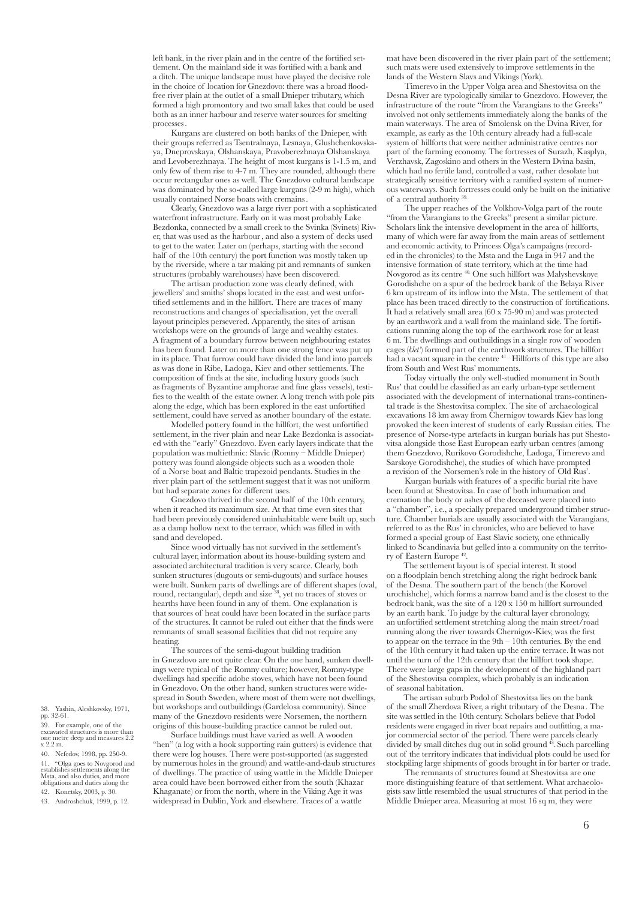left bank, in the river plain and in the centre of the fortified settlement. On the mainland side it was fortified with a bank and a ditch. The unique landscape must have played the decisive role in the choice of location for Gnezdovo: there was a broad flood-free river plain at the outlet of a small Dnieper tributary, which formed a high promontory and two small lakes that could be used both as an inner harbour and reserve water sources for smelting processes.

Kurgans are clustered on both banks of the Dnieper, with their groups referred as Tsentralnaya, Lesnaya, Glushchenkovskaya, Dneprovskaya, Olshanskaya, Pravoberezhnaya Olshanskaya and Levoberezhnaya. The height of most kurgans is 1-1.5 m, and only few of them rise to 4-7 m. They are rounded, although there occur rectangular ones as well. The Gnezdovo cultural landscape was dominated by the so-called large kurgans (2-9 m high), which usually contained Norse boats with cremains.

Clearly, Gnezdovo was a large river port with a sophisticated waterfront infrastructure. Early on it was most probably Lake Bezdonka, connected by a small creek to the Svinka (Svinets) River, that was used as the harbour, and also a system of decks used to get to the water. Later on (perhaps, starting with the second half of the 10th century) the port function was mostly taken up by the riverside, where a tar making pit and remnants of sunken structures (probably warehouses) have been discovered.

The artisan production zone was clearly defined, with jewellers' and smiths' shops located in the east and west unfortified settlements and in the hillfort. There are traces of many reconstructions and changes of specialisation, yet the overall layout principles persevered. Apparently, the sites of artisan workshops were on the grounds of large and wealthy estates. A fragment of a boundary furrow between neighbouring estates has been found. Later on more than one strong fence was put up in its place. That furrow could have divided the land into parcels as was done in Ribe, Ladoga, Kiev and other settlements. The composition of finds at the site, including luxury goods (such as fragments of Byzantine amphorae and fine glass vessels), testifies to the wealth of the estate owner. A long trench with pole pits along the edge, which has been explored in the east unfortified settlement, could have served as another boundary of the estate.

Modelled pottery found in the hillfort, the west unfortified settlement, in the river plain and near Lake Bezdonka is associated with the "early" Gnezdovo. Even early layers indicate that the population was multiethnic: Slavic (Romny – Middle Dnieper) pottery was found alongside objects such as a wooden thole of a Norse boat and Baltic trapezoid pendants. Studies in the river plain part of the settlement suggest that it was not uniform but had separate zones for different uses.

Gnezdovo thrived in the second half of the 10th century, when it reached its maximum size. At that time even sites that had been previously considered uninhabitable were built up, such as a damp hollow next to the terrace, which was filled in with sand and developed.

Since wood virtually has not survived in the settlement's cultural layer, information about its house-building system and associated architectural tradition is very scarce. Clearly, both sunken structures (dugouts or semi-dugouts) and surface houses were built. Sunken parts of dwellings are of different shapes (oval, round, rectangular), depth and size [38], yet no traces of stoves or hearths have been found in any of them. One explanation is that sources of heat could have been located in the surface parts of the structures. It cannot be ruled out either that the finds were remnants of small seasonal facilities that did not require any heating.

The sources of the semi-dugout building tradition in Gnezdovo are not quite clear. On the one hand, sunken dwellings were typical of the Romny culture; however, Romny-type dwellings had specific adobe stoves, which have not been found in Gnezdovo. On the other hand, sunken structures were widespread in South Sweden, where most of them were not dwellings, but workshops and outbuildings (Gardelosa community). Since many of the Gnezdovo residents were Norsemen, the northern origins of this house-building practice cannot be ruled out.

Surface buildings must have varied as well. A wooden "hen" (a log with a hook supporting rain gutters) is evidence that there were log houses. There were post-supported (as suggested by numerous holes in the ground) and wattle-and-daub structures of dwellings. The practice of using wattle in the Middle Dnieper area could have been borrowed either from the south (Khazar Khaganate) or from the north, where in the Viking Age it was widespread in Dublin, York and elsewhere. Traces of a wattle mat have been discovered in the river plain part of the settlement; such mats were used extensively to improve settlements in the lands of the Western Slavs and Vikings (York).

Timerevo in the Upper Volga area and Shestovitsa on the Desna River are typologically similar to Gnezdovo. However, the infrastructure of the route "from the Varangians to the Greeks" involved not only settlements immediately along the banks of the main waterways. The area of Smolensk on the Dvina River, for example, as early as the 10th century already had a full-scale system of hillforts that were neither administrative centres nor part of the farming economy. The fortresses of Surazh, Kasplya, Verzhavsk, Zagoskino and others in the Western Dvina basin, which had no fertile land, controlled a vast, rather desolate but strategically sensitive territory with a ramified system of numerous waterways. Such fortresses could only be built on the initiative of a central authority [39].

The upper reaches of the Volkhov-Volga part of the route "from the Varangians to the Greeks" present a similar picture. Scholars link the intensive development in the area of hillforts, many of which were far away from the main areas of settlement and economic activity, to Princess Olga's campaigns (recorded in the chronicles) to the Msta and the Luga in 947 and the intensive formation of state territory, which at the time had Novgorod as its centre [40]. One such hillfort was Malyshevskoye Gorodishche on a spur of the bedrock bank of the Belaya River 6 km upstream of its inflow into the Msta. The settlement of that place has been traced directly to the construction of fortifications. It had a relatively small area (60 x 75-90 m) and was protected by an earthwork and a wall from the mainland side. The fortifications running along the top of the earthwork rose for at least 6 m. The dwellings and outbuildings in a single row of wooden cages (*klet'*) formed part of the earthwork structures. The hillfort had a vacant square in the centre [41]. Hillforts of this type are also from South and West Rus' monuments.

Today virtually the only well-studied monument in South Rus' that could be classified as an early urban-type settlement associated with the development of international trans-continental trade is the Shestovitsa complex. The site of archaeological excavations 18 km away from Chernigov towards Kiev has long provoked the keen interest of students of early Russian cities. The presence of Norse-type artefacts in kurgan burials has put Shestovitsa alongside those East European early urban centres (among them Gnezdovo, Rurikovo Gorodishche, Ladoga, Timerevo and Sarskoye Gorodishche), the studies of which have prompted a revision of the Norsemen's role in the history of Old Rus'.

Kurgan burials with features of a specific burial rite have been found at Shestovitsa. In case of both inhumation and cremation the body or ashes of the deceased were placed into a "chamber", i.e., a specially prepared underground timber structure. Chamber burials are usually associated with the Varangians, referred to as the Rus' in chronicles, who are believed to have formed a special group of East Slavic society, one ethnically linked to Scandinavia but gelled into a community on the territory of Eastern Europe [42].

The settlement layout is of special interest. It stood on a floodplain bench stretching along the right bedrock bank of the Desna. The southern part of the bench (the Korovel urochishche), which forms a narrow band and is the closest to the bedrock bank, was the site of a 120 x 150 m hillfort surrounded by an earth bank. To judge by the cultural layer chronology, an unfortified settlement stretching along the main street/road running along the river towards Chernigov-Kiev, was the first to appear on the terrace in the 9th – 10th centuries. By the end of the 10th century it had taken up the entire terrace. It was not until the turn of the 12th century that the hillfort took shape. There were large gaps in the development of the highland part of the Shestovitsa complex, which probably is an indication of seasonal habitation.

The artisan suburb Podol of Shestovitsa lies on the bank of the small Zherdova River, a right tributary of the Desna. The site was settled in the 10th century. Scholars believe that Podol residents were engaged in river boat repairs and outfitting, a major commercial sector of the period. There were parcels clearly divided by small ditches dug out in solid ground [43]. Such parcelling out of the territory indicates that individual plots could be used for stockpiling large shipments of goods brought in for barter or trade.

The remnants of structures found at Shestovitsa are one more distinguishing feature of that settlement. What archaeologists saw little resembled the usual structures of that period in the Middle Dnieper area. Measuring at most 16 sq m, they were

---

38. Yashin, Aleshkovsky, 1971, pp. 32-61.

39. For example, one of the excavated structures is more than one metre deep and measures 2.2 x 2.2 m.

40. Nefedov, 1998, pp. 250-9.

41. "Olga goes to Novgorod and establishes settlements along the Msta, and also duties, and more obligations and duties along the

42. Konetsky, 2003, p. 30.

43. Androshchuk, 1999, p. 12.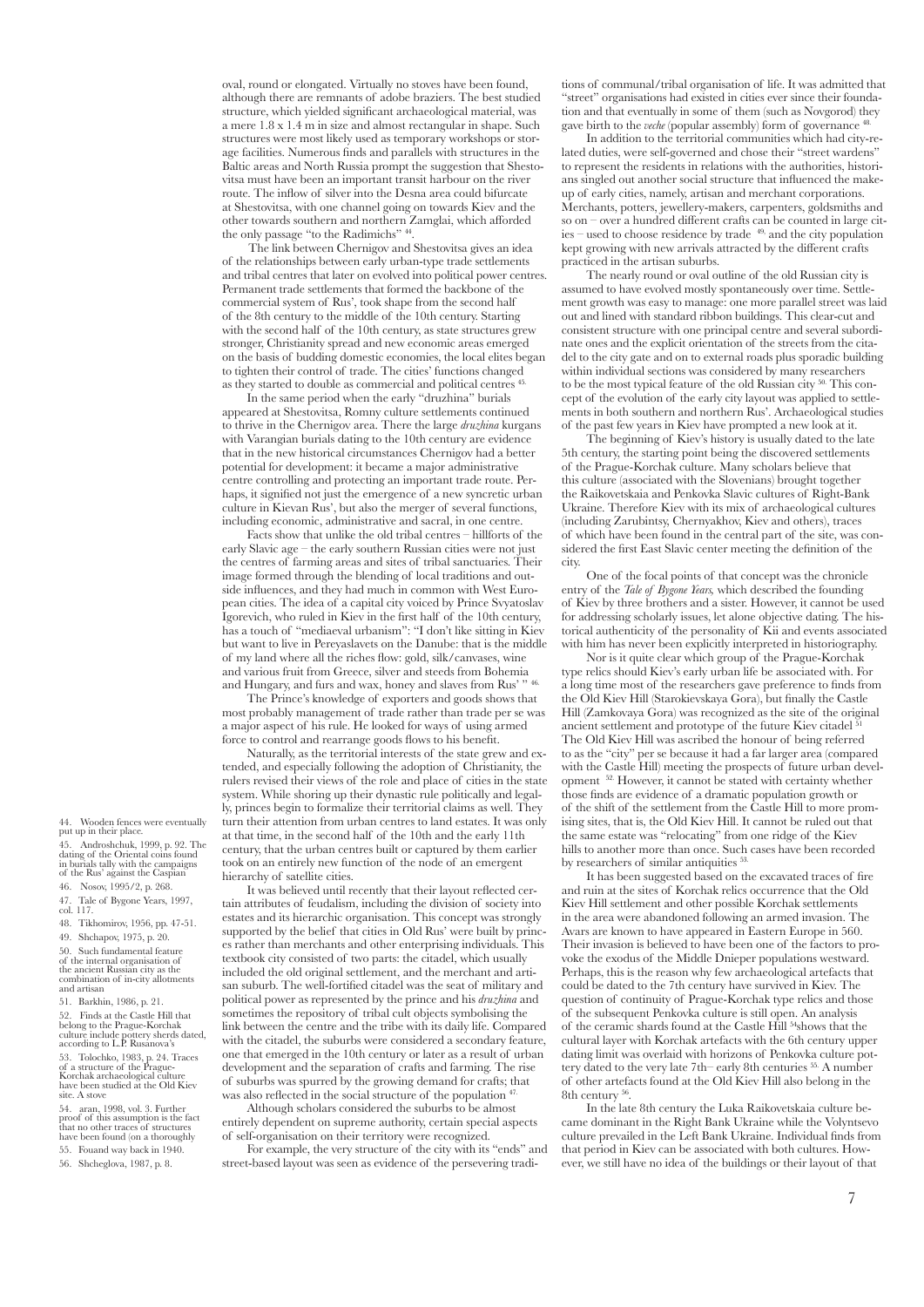oval, round or elongated. Virtually no stoves have been found, although there are remnants of adobe braziers. The best studied structure, which yielded significant archaeological material, was a mere 1.8 x 1.4 m in size and almost rectangular in shape. Such structures were most likely used as temporary workshops or storage facilities. Numerous finds and parallels with structures in the Baltic areas and North Russia prompt the suggestion that Shestovitsa must have been an important transit harbour on the river route. The inflow of silver into the Desna area could bifurcate at Shestovitsa, with one channel going on towards Kiev and the other towards southern and northern Zamglai, which afforded the only passage "to the Radimichs" [44].

The link between Chernigov and Shestovitsa gives an idea of the relationships between early urban-type trade settlements and tribal centres that later on evolved into political power centres. Permanent trade settlements that formed the backbone of the commercial system of Rus', took shape from the second half of the 8th century to the middle of the 10th century. Starting with the second half of the 10th century, as state structures grew stronger, Christianity spread and new economic areas emerged on the basis of budding domestic economies, the local elites began to tighten their control of trade. The cities' functions changed as they started to double as commercial and political centres [45].

In the same period when the early "druzhina" burials appeared at Shestovitsa, Romny culture settlements continued to thrive in the Chernigov area. There the large *druzhina* kurgans with Varangian burials dating to the 10th century are evidence that in the new historical circumstances Chernigov had a better potential for development: it became a major administrative centre controlling and protecting an important trade route. Perhaps, it signified not just the emergence of a new syncretic urban culture in Kievan Rus', but also the merger of several functions, including economic, administrative and sacral, in one centre.

Facts show that unlike the old tribal centres – hillforts of the early Slavic age – the early southern Russian cities were not just the centres of farming areas and sites of tribal sanctuaries. Their image formed through the blending of local traditions and outside influences, and they had much in common with West European cities. The idea of a capital city voiced by Prince Svyatoslav Igorevich, who ruled in Kiev in the first half of the 10th century, has a touch of "mediaeval urbanism": "I don't like sitting in Kiev but want to live in Pereyaslavets on the Danube: that is the middle of my land where all the riches flow: gold, silk/canvases, wine and various fruit from Greece, silver and steeds from Bohemia and Hungary, and furs and wax, honey and slaves from Rus' " [46].

The Prince's knowledge of exporters and goods shows that most probably management of trade rather than trade per se was a major aspect of his rule. He looked for ways of using armed force to control and rearrange goods flows to his benefit.

Naturally, as the territorial interests of the state grew and extended, and especially following the adoption of Christianity, the rulers revised their views of the role and place of cities in the state system. While shoring up their dynastic rule politically and legally, princes begin to formalize their territorial claims as well. They turn their attention from urban centres to land estates. It was only at that time, in the second half of the 10th and the early 11th century, that the urban centres built or captured by them earlier took on an entirely new function of the node of an emergent hierarchy of satellite cities.

It was believed until recently that their layout reflected certain attributes of feudalism, including the division of society into estates and its hierarchic organisation. This concept was strongly supported by the belief that cities in Old Rus' were built by princes rather than merchants and other enterprising individuals. This textbook city consisted of two parts: the citadel, which usually included the old original settlement, and the merchant and artisan suburb. The well-fortified citadel was the seat of military and political power as represented by the prince and his *druzhina* and sometimes the repository of tribal cult objects symbolising the link between the centre and the tribe with its daily life. Compared with the citadel, the suburbs were considered a secondary feature, one that emerged in the 10th century or later as a result of urban development and the separation of crafts and farming. The rise of suburbs was spurred by the growing demand for crafts; that was also reflected in the social structure of the population [47].

Although scholars considered the suburbs to be almost entirely dependent on supreme authority, certain special aspects of self-organisation on their territory were recognized.

For example, the very structure of the city with its "ends" and street-based layout was seen as evidence of the persevering traditions of communal/tribal organisation of life. It was admitted that "street" organisations had existed in cities ever since their foundation and that eventually in some of them (such as Novgorod) they gave birth to the *veche* (popular assembly) form of governance [48].

In addition to the territorial communities which had city-related duties, were self-governed and chose their "street wardens" to represent the residents in relations with the authorities, historians singled out another social structure that influenced the make-up of early cities, namely, artisan and merchant corporations. Merchants, potters, jewellery-makers, carpenters, goldsmiths and so on – over a hundred different crafts can be counted in large cities – used to choose residence by trade [49] and the city population kept growing with new arrivals attracted by the different crafts practiced in the artisan suburbs.

The nearly round or oval outline of the old Russian city is assumed to have evolved mostly spontaneously over time. Settlement growth was easy to manage: one more parallel street was laid out and lined with standard ribbon buildings. This clear-cut and consistent structure with one principal centre and several subordinate ones and the explicit orientation of the streets from the citadel to the city gate and on to external roads plus sporadic building within individual sections was considered by many researchers to be the most typical feature of the old Russian city [50]. This concept of the evolution of the early city layout was applied to settlements in both southern and northern Rus'. Archaeological studies of the past few years in Kiev have prompted a new look at it.

The beginning of Kiev's history is usually dated to the late 5th century, the starting point being the discovered settlements of the Prague-Korchak culture. Many scholars believe that this culture (associated with the Slovenians) brought together the Raikovetskaia and Penkovka Slavic cultures of Right-Bank Ukraine. Therefore Kiev with its mix of archaeological cultures (including Zarubintsy, Chernyakhov, Kiev and others), traces of which have been found in the central part of the site, was considered the first East Slavic center meeting the definition of the city.

One of the focal points of that concept was the chronicle entry of the *Tale of Bygone Years,* which described the founding of Kiev by three brothers and a sister. However, it cannot be used for addressing scholarly issues, let alone objective dating. The historical authenticity of the personality of Kii and events associated with him has never been explicitly interpreted in historiography.

Nor is it quite clear which group of the Prague-Korchak type relics should Kiev's early urban life be associated with. For a long time most of the researchers gave preference to finds from the Old Kiev Hill (Starokievskaya Gora), but finally the Castle Hill (Zamkovaya Gora) was recognized as the site of the original ancient settlement and prototype of the future Kiev citadel [51]. The Old Kiev Hill was ascribed the honour of being referred to as the "city" per se because it had a far larger area (compared with the Castle Hill) meeting the prospects of future urban development [52]. However, it cannot be stated with certainty whether those finds are evidence of a dramatic population growth or of the shift of the settlement from the Castle Hill to more promising sites, that is, the Old Kiev Hill. It cannot be ruled out that the same estate was "relocating" from one ridge of the Kiev hills to another more than once. Such cases have been recorded by researchers of similar antiquities [53].

It has been suggested based on the excavated traces of fire and ruin at the sites of Korchak relics occurrence that the Old Kiev Hill settlement and other possible Korchak settlements in the area were abandoned following an armed invasion. The Avars are known to have appeared in Eastern Europe in 560. Their invasion is believed to have been one of the factors to provoke the exodus of the Middle Dnieper populations westward. Perhaps, this is the reason why few archaeological artefacts that could be dated to the 7th century have survived in Kiev. The question of continuity of Prague-Korchak type relics and those of the subsequent Penkovka culture is still open. An analysis of the ceramic shards found at the Castle Hill [54] shows that the cultural layer with Korchak artefacts with the 6th century upper dating limit was overlaid with horizons of Penkovka culture pottery dated to the very late 7th– early 8th centuries [55]. A number of other artefacts found at the Old Kiev Hill also belong in the 8th century [56].

In the late 8th century the Luka Raikovetskaia culture became dominant in the Right Bank Ukraine while the Volyntsevo culture prevailed in the Left Bank Ukraine. Individual finds from that period in Kiev can be associated with both cultures. However, we still have no idea of the buildings or their layout of that

44. Wooden fences were eventually put up in their place.
45. Androshchuk, 1999, p. 92. The dating of the Oriental coins found in burials tally with the campaigns of the Rus' against the Caspian
46. Nosov, 1995/2, p. 268.
47. Tale of Bygone Years, 1997, col. 117.
48. Tikhomirov, 1956, pp. 47-51.
49. Shchapov, 1975, p. 20.
50. Such fundamental feature of the internal organisation of the ancient Russian city as the combination of in-city allotments and artisan
51. Barkhin, 1986, p. 21.
52. Finds at the Castle Hill that belong to the Prague-Korchak culture include pottery sherds dated, according to L.P. Rusanova's
53. Tolochko, 1983, p. 24. Traces of a structure of the Prague-Korchak archaeological culture have been studied at the Old Kiev site. A stove
54. aran, 1998, vol. 3. Further proof of this assumption is the fact that no other traces of structures have been found (on a thoroughly
55. Fouand way back in 1940.
56. Shcheglova, 1987, p. 8.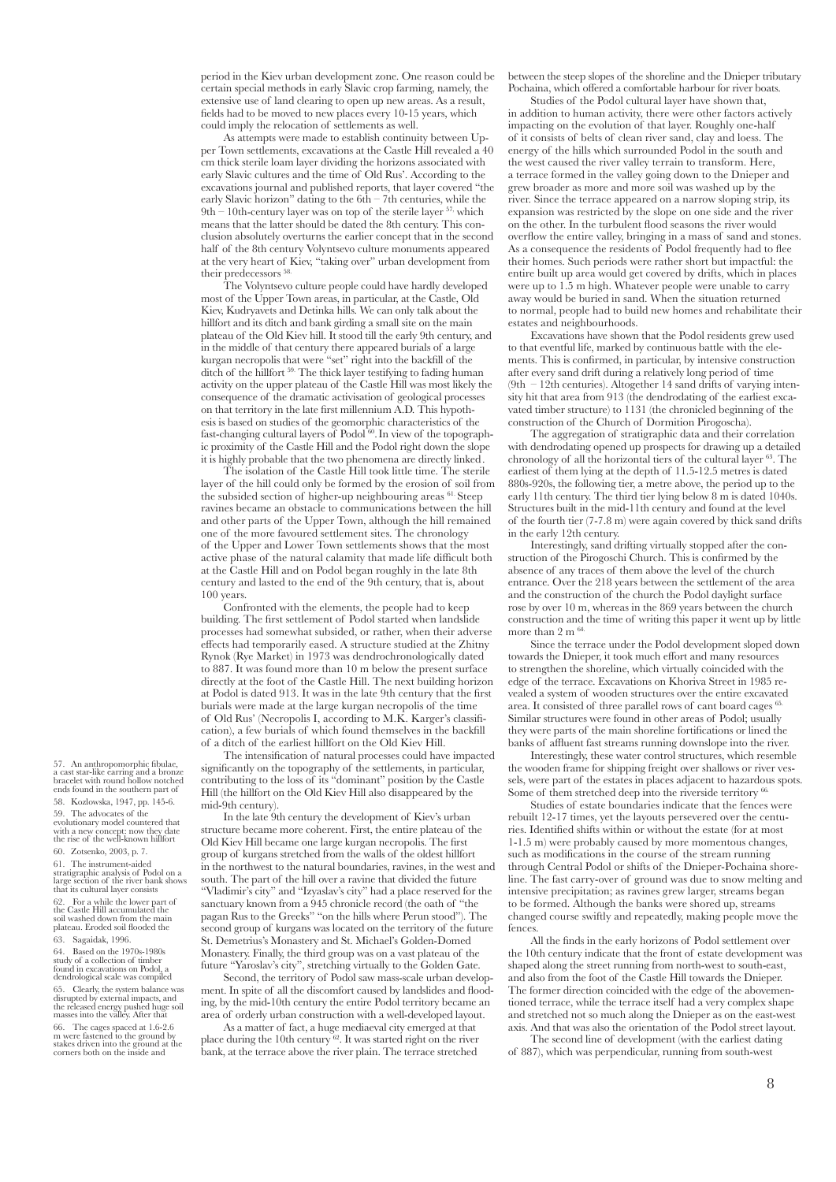period in the Kiev urban development zone. One reason could be certain special methods in early Slavic crop farming, namely, the extensive use of land clearing to open up new areas. As a result, fields had to be moved to new places every 10-15 years, which could imply the relocation of settlements as well.

As attempts were made to establish continuity between Upper Town settlements, excavations at the Castle Hill revealed a 40 cm thick sterile loam layer dividing the horizons associated with early Slavic cultures and the time of Old Rus'. According to the excavations journal and published reports, that layer covered "the early Slavic horizon" dating to the 6th – 7th centuries, while the 9th – 10th-century layer was on top of the sterile layer [57], which means that the latter should be dated the 8th century. This conclusion absolutely overturns the earlier concept that in the second half of the 8th century Volyntsevo culture monuments appeared at the very heart of Kiev, "taking over" urban development from their predecessors [58].

The Volyntsevo culture people could have hardly developed most of the Upper Town areas, in particular, at the Castle, Old Kiev, Kudryavets and Detinka hills. We can only talk about the hillfort and its ditch and bank girding a small site on the main plateau of the Old Kiev hill. It stood till the early 9th century, and in the middle of that century there appeared burials of a large kurgan necropolis that were "set" right into the backfill of the ditch of the hillfort [59]. The thick layer testifying to fading human activity on the upper plateau of the Castle Hill was most likely the consequence of the dramatic activisation of geological processes on that territory in the late first millennium A.D. This hypothesis is based on studies of the geomorphic characteristics of the fast-changing cultural layers of Podol [60]. In view of the topographic proximity of the Castle Hill and the Podol right down the slope it is highly probable that the two phenomena are directly linked.

The isolation of the Castle Hill took little time. The sterile layer of the hill could only be formed by the erosion of soil from the subsided section of higher-up neighbouring areas [61]. Steep ravines became an obstacle to communications between the hill and other parts of the Upper Town, although the hill remained one of the more favoured settlement sites. The chronology of the Upper and Lower Town settlements shows that the most active phase of the natural calamity that made life difficult both at the Castle Hill and on Podol began roughly in the late 8th century and lasted to the end of the 9th century, that is, about 100 years.

Confronted with the elements, the people had to keep building. The first settlement of Podol started when landslide processes had somewhat subsided, or rather, when their adverse effects had temporarily eased. A structure studied at the Zhitny Rynok (Rye Market) in 1973 was dendrochronologically dated to 887. It was found more than 10 m below the present surface directly at the foot of the Castle Hill. The next building horizon at Podol is dated 913. It was in the late 9th century that the first burials were made at the large kurgan necropolis of the time of Old Rus' (Necropolis I, according to M.K. Karger's classification), a few burials of which found themselves in the backfill of a ditch of the earliest hillfort on the Old Kiev Hill.

The intensification of natural processes could have impacted significantly on the topography of the settlements, in particular, contributing to the loss of its "dominant" position by the Castle Hill (the hillfort on the Old Kiev Hill also disappeared by the mid-9th century).

In the late 9th century the development of Kiev's urban structure became more coherent. First, the entire plateau of the Old Kiev Hill became one large kurgan necropolis. The first group of kurgans stretched from the walls of the oldest hillfort in the northwest to the natural boundaries, ravines, in the west and south. The part of the hill over a ravine that divided the future "Vladimir's city" and "Izyaslav's city" had a place reserved for the sanctuary known from a 945 chronicle record (the oath of "the pagan Rus to the Greeks" "on the hills where Perun stood"). The second group of kurgans was located on the territory of the future St. Demetrius's Monastery and St. Michael's Golden-Domed Monastery. Finally, the third group was on a vast plateau of the future "Yaroslav's city", stretching virtually to the Golden Gate.

Second, the territory of Podol saw mass-scale urban development. In spite of all the discomfort caused by landslides and flooding, by the mid-10th century the entire Podol territory became an area of orderly urban construction with a well-developed layout.

As a matter of fact, a huge mediaeval city emerged at that place during the 10th century [62]. It was started right on the river bank, at the terrace above the river plain. The terrace stretched between the steep slopes of the shoreline and the Dnieper tributary Pochaina, which offered a comfortable harbour for river boats.

Studies of the Podol cultural layer have shown that, in addition to human activity, there were other factors actively impacting on the evolution of that layer. Roughly one-half of it consists of belts of clean river sand, clay and loess. The energy of the hills which surrounded Podol in the south and the west caused the river valley terrain to transform. Here, a terrace formed in the valley going down to the Dnieper and grew broader as more and more soil was washed up by the river. Since the terrace appeared on a narrow sloping strip, its expansion was restricted by the slope on one side and the river on the other. In the turbulent flood seasons the river would overflow the entire valley, bringing in a mass of sand and stones. As a consequence the residents of Podol frequently had to flee their homes. Such periods were rather short but impactful: the entire built up area would get covered by drifts, which in places were up to 1.5 m high. Whatever people were unable to carry away would be buried in sand. When the situation returned to normal, people had to build new homes and rehabilitate their estates and neighbourhoods.

Excavations have shown that the Podol residents grew used to that eventful life, marked by continuous battle with the elements. This is confirmed, in particular, by intensive construction after every sand drift during a relatively long period of time (9th – 12th centuries). Altogether 14 sand drifts of varying intensity hit that area from 913 (the dendrodating of the earliest excavated timber structure) to 1131 (the chronicled beginning of the construction of the Church of Dormition Pirogoscha).

The aggregation of stratigraphic data and their correlation with dendrodating opened up prospects for drawing up a detailed chronology of all the horizontal tiers of the cultural layer [63]. The earliest of them lying at the depth of 11.5-12.5 metres is dated 880s-920s, the following tier, a metre above, the period up to the early 11th century. The third tier lying below 8 m is dated 1040s. Structures built in the mid-11th century and found at the level of the fourth tier (7-7.8 m) were again covered by thick sand drifts in the early 12th century.

Interestingly, sand drifting virtually stopped after the construction of the Pirogoschi Church. This is confirmed by the absence of any traces of them above the level of the church entrance. Over the 218 years between the settlement of the area and the construction of the church the Podol daylight surface rose by over 10 m, whereas in the 869 years between the church construction and the time of writing this paper it went up by little more than 2 m [64].

Since the terrace under the Podol development sloped down towards the Dnieper, it took much effort and many resources to strengthen the shoreline, which virtually coincided with the edge of the terrace. Excavations on Khoriva Street in 1985 revealed a system of wooden structures over the entire excavated area. It consisted of three parallel rows of cant board cages [65]. Similar structures were found in other areas of Podol; usually they were parts of the main shoreline fortifications or lined the banks of affluent fast streams running downslope into the river.

Interestingly, these water control structures, which resemble the wooden frame for shipping freight over shallows or river vessels, were part of the estates in places adjacent to hazardous spots. Some of them stretched deep into the riverside territory [66].

Studies of estate boundaries indicate that the fences were rebuilt 12-17 times, yet the layouts persevered over the centuries. Identified shifts within or without the estate (for at most 1-1.5 m) were probably caused by more momentous changes, such as modifications in the course of the stream running through Central Podol or shifts of the Dnieper-Pochaina shoreline. The fast carry-over of ground was due to snow melting and intensive precipitation; as ravines grew larger, streams began to be formed. Although the banks were shored up, streams changed course swiftly and repeatedly, making people move the fences.

All the finds in the early horizons of Podol settlement over the 10th century indicate that the front of estate development was shaped along the street running from north-west to south-east, and also from the foot of the Castle Hill towards the Dnieper. The former direction coincided with the edge of the abovementioned terrace, while the terrace itself had a very complex shape and stretched not so much along the Dnieper as on the east-west axis. And that was also the orientation of the Podol street layout.

The second line of development (with the earliest dating of 887), which was perpendicular, running from south-west

---

57. An anthropomorphic fibulae, a cast star-like earring and a bronze bracelet with round hollow notched ends found in the southern part of

58. Kozlowska, 1947, pp. 145-6.

59. The advocates of the evolutionary model countered that with a new concept: now they date the rise of the well-known hillfort

60. Zotsenko, 2003, p. 7.

61. The instrument-aided stratigraphic analysis of Podol on a large section of the river bank shows that its cultural layer consists

62. For a while the lower part of the Castle Hill accumulated the soil washed down from the main plateau. Eroded soil flooded the

63. Sagaidak, 1996.

64. Based on the 1970s-1980s study of a collection of timber found in excavations on Podol, a dendrological scale was compiled

65. Clearly, the system balance was disrupted by external impacts, and the released energy pushed huge soil masses into the valley. After that

66. The cages spaced at 1.6-2.6 m were fastened to the ground by stakes driven into the ground at the corners both on the inside and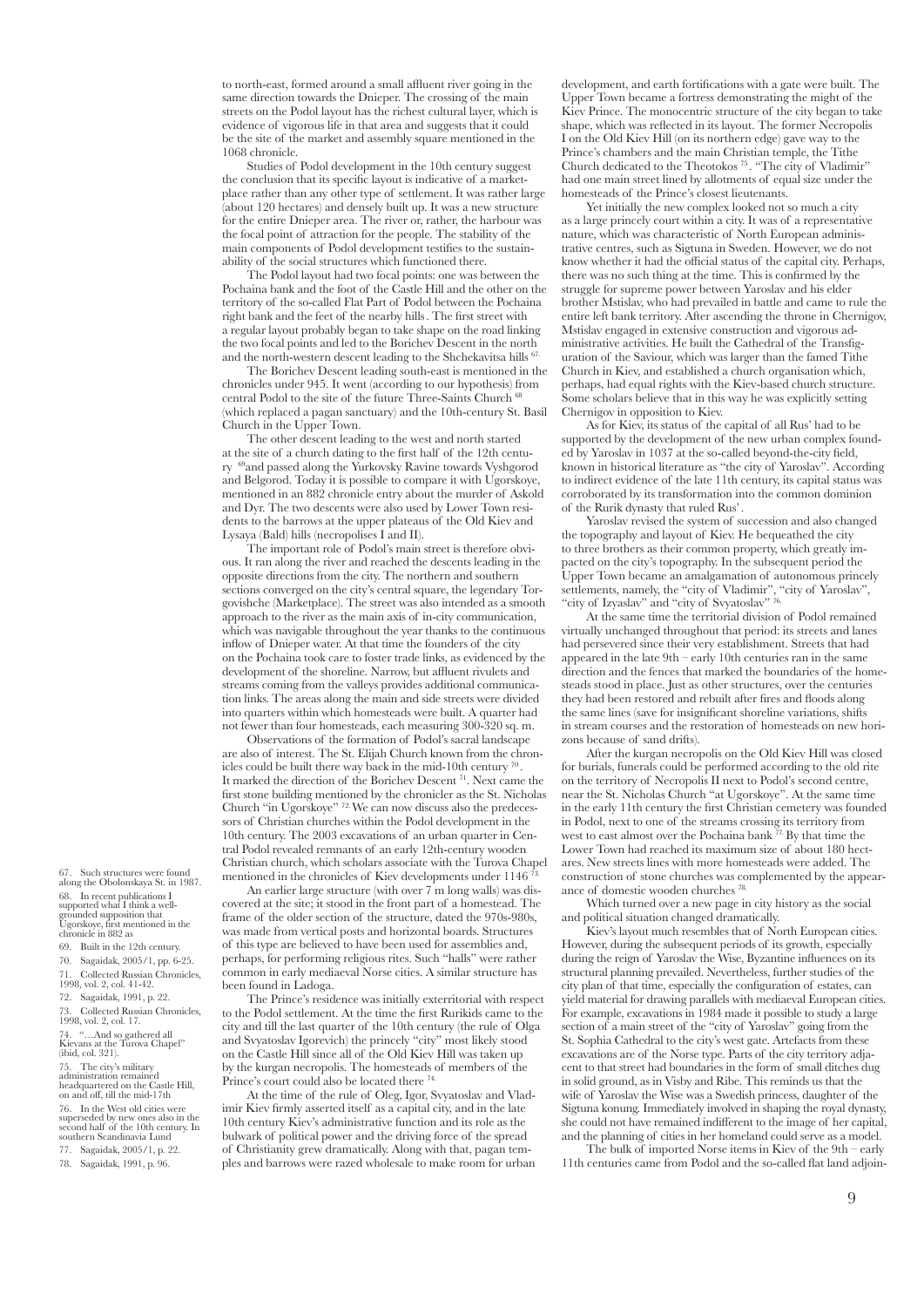to north-east, formed around a small affluent river going in the same direction towards the Dnieper. The crossing of the main streets on the Podol layout has the richest cultural layer, which is evidence of vigorous life in that area and suggests that it could be the site of the market and assembly square mentioned in the 1068 chronicle.

Studies of Podol development in the 10th century suggest the conclusion that its specific layout is indicative of a marketplace rather than any other type of settlement. It was rather large (about 120 hectares) and densely built up. It was a new structure for the entire Dnieper area. The river or, rather, the harbour was the focal point of attraction for the people. The stability of the main components of Podol development testifies to the sustainability of the social structures which functioned there.

The Podol layout had two focal points: one was between the Pochaina bank and the foot of the Castle Hill and the other on the territory of the so-called Flat Part of Podol between the Pochaina right bank and the feet of the nearby hills. The first street with a regular layout probably began to take shape on the road linking the two focal points and led to the Borichev Descent in the north and the north-western descent leading to the Shchekavitsa hills [67].

The Borichev Descent leading south-east is mentioned in the chronicles under 945. It went (according to our hypothesis) from central Podol to the site of the future Three-Saints Church [68] (which replaced a pagan sanctuary) and the 10th-century St. Basil Church in the Upper Town.

The other descent leading to the west and north started at the site of a church dating to the first half of the 12th century [69] and passed along the Yurkovsky Ravine towards Vyshgorod and Belgorod. Today it is possible to compare it with Ugorskoye, mentioned in an 882 chronicle entry about the murder of Askold and Dyr. The two descents were also used by Lower Town residents to the barrows at the upper plateaus of the Old Kiev and Lysaya (Bald) hills (necropolises I and II).

The important role of Podol's main street is therefore obvious. It ran along the river and reached the descents leading in the opposite directions from the city. The northern and southern sections converged on the city's central square, the legendary Torgovishche (Marketplace). The street was also intended as a smooth approach to the river as the main axis of in-city communication, which was navigable throughout the year thanks to the continuous inflow of Dnieper water. At that time the founders of the city on the Pochaina took care to foster trade links, as evidenced by the development of the shoreline. Narrow, but affluent rivulets and streams coming from the valleys provides additional communication links. The areas along the main and side streets were divided into quarters within which homesteads were built. A quarter had not fewer than four homesteads, each measuring 300-320 sq. m.

Observations of the formation of Podol's sacral landscape are also of interest. The St. Elijah Church known from the chronicles could be built there way back in the mid-10th century [70]. It marked the direction of the Borichev Descent [71]. Next came the first stone building mentioned by the chronicler as the St. Nicholas Church "in Ugorskoye" [72]. We can now discuss also the predecessors of Christian churches within the Podol development in the 10th century. The 2003 excavations of an urban quarter in Central Podol revealed remnants of an early 12th-century wooden Christian church, which scholars associate with the Turova Chapel mentioned in the chronicles of Kiev developments under 1146 [73].

An earlier large structure (with over 7 m long walls) was discovered at the site; it stood in the front part of a homestead. The frame of the older section of the structure, dated the 970s-980s, was made from vertical posts and horizontal boards. Structures of this type are believed to have been used for assemblies and, perhaps, for performing religious rites. Such "halls" were rather common in early mediaeval Norse cities. A similar structure has been found in Ladoga.

The Prince's residence was initially exterritorial with respect to the Podol settlement. At the time the first Rurikids came to the city and till the last quarter of the 10th century (the rule of Olga and Svyatoslav Igorevich) the princely "city" most likely stood on the Castle Hill since all of the Old Kiev Hill was taken up by the kurgan necropolis. The homesteads of members of the Prince's court could also be located there [74].

At the time of the rule of Oleg, Igor, Svyatoslav and Vladimir Kiev firmly asserted itself as a capital city, and in the late 10th century Kiev's administrative function and its role as the bulwark of political power and the driving force of the spread of Christianity grew dramatically. Along with that, pagan temples and barrows were razed wholesale to make room for urban development, and earth fortifications with a gate were built. The Upper Town became a fortress demonstrating the might of the Kiev Prince. The monocentric structure of the city began to take shape, which was reflected in its layout. The former Necropolis I on the Old Kiev Hill (on its northern edge) gave way to the Prince's chambers and the main Christian temple, the Tithe Church dedicated to the Theotokos [75]. "The city of Vladimir" had one main street lined by allotments of equal size under the homesteads of the Prince's closest lieutenants.

Yet initially the new complex looked not so much a city as a large princely court within a city. It was of a representative nature, which was characteristic of North European administrative centres, such as Sigtuna in Sweden. However, we do not know whether it had the official status of the capital city. Perhaps, there was no such thing at the time. This is confirmed by the struggle for supreme power between Yaroslav and his elder brother Mstislav, who had prevailed in battle and came to rule the entire left bank territory. After ascending the throne in Chernigov, Mstislav engaged in extensive construction and vigorous administrative activities. He built the Cathedral of the Transfiguration of the Saviour, which was larger than the famed Tithe Church in Kiev, and established a church organisation which, perhaps, had equal rights with the Kiev-based church structure. Some scholars believe that in this way he was explicitly setting Chernigov in opposition to Kiev.

As for Kiev, its status of the capital of all Rus' had to be supported by the development of the new urban complex founded by Yaroslav in 1037 at the so-called beyond-the-city field, known in historical literature as "the city of Yaroslav". According to indirect evidence of the late 11th century, its capital status was corroborated by its transformation into the common dominion of the Rurik dynasty that ruled Rus'.

Yaroslav revised the system of succession and also changed the topography and layout of Kiev. He bequeathed the city to three brothers as their common property, which greatly impacted on the city's topography. In the subsequent period the Upper Town became an amalgamation of autonomous princely settlements, namely, the "city of Vladimir", "city of Yaroslav", "city of Izyaslav" and "city of Svyatoslav" [76].

At the same time the territorial division of Podol remained virtually unchanged throughout that period: its streets and lanes had persevered since their very establishment. Streets that had appeared in the late 9th – early 10th centuries ran in the same direction and the fences that marked the boundaries of the homesteads stood in place. Just as other structures, over the centuries they had been restored and rebuilt after fires and floods along the same lines (save for insignificant shoreline variations, shifts in stream courses and the restoration of homesteads on new horizons because of sand drifts).

After the kurgan necropolis on the Old Kiev Hill was closed for burials, funerals could be performed according to the old rite on the territory of Necropolis II next to Podol's second centre, near the St. Nicholas Church "at Ugorskoye". At the same time in the early 11th century the first Christian cemetery was founded in Podol, next to one of the streams crossing its territory from west to east almost over the Pochaina bank [77]. By that time the Lower Town had reached its maximum size of about 180 hectares. New streets lines with more homesteads were added. The construction of stone churches was complemented by the appearance of domestic wooden churches [78].

Which turned over a new page in city history as the social and political situation changed dramatically.

Kiev's layout much resembles that of North European cities. However, during the subsequent periods of its growth, especially during the reign of Yaroslav the Wise, Byzantine influences on its structural planning prevailed. Nevertheless, further studies of the city plan of that time, especially the configuration of estates, can yield material for drawing parallels with mediaeval European cities. For example, excavations in 1984 made it possible to study a large section of a main street of the "city of Yaroslav" going from the St. Sophia Cathedral to the city's west gate. Artefacts from these excavations are of the Norse type. Parts of the city territory adjacent to that street had boundaries in the form of small ditches dug in solid ground, as in Visby and Ribe. This reminds us that the wife of Yaroslav the Wise was a Swedish princess, daughter of the Sigtuna konung. Immediately involved in shaping the royal dynasty, she could not have remained indifferent to the image of her capital, and the planning of cities in her homeland could serve as a model.

The bulk of imported Norse items in Kiev of the 9th – early 11th centuries came from Podol and the so-called flat land adjoin-

---

67. Such structures were found along the Obolonskaya St. in 1987.
68. In recent publications I supported what I think a well-grounded supposition that Ugorskoye, first mentioned in the chronicle in 882 as
69. Built in the 12th century.
70. Sagaidak, 2005/1, pp. 6-25.
71. Collected Russian Chronicles, 1998, vol. 2, col. 41-42.
72. Sagaidak, 1991, p. 22.
73. Collected Russian Chronicles, 1998, vol. 2, col. 17.
74. "…And so gathered all Kievans at the Turova Chapel" (ibid, col. 321).
75. The city's military administration remained headquartered on the Castle Hill, on and off, till the mid-17th
76. In the West old cities were superseded by new ones also in the second half of the 10th century. In southern Scandinavia Lund
77. Sagaidak, 2005/1, p. 22.
78. Sagaidak, 1991, p. 96.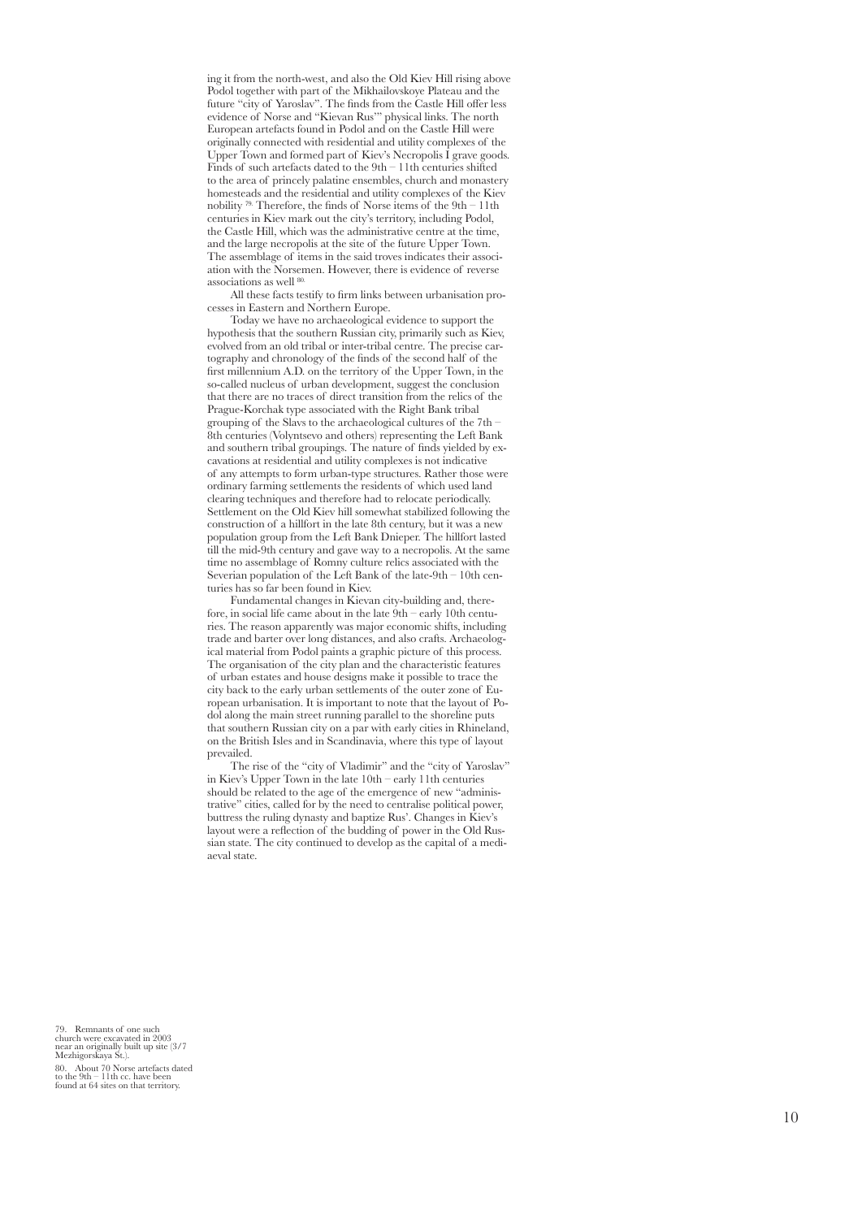ing it from the north-west, and also the Old Kiev Hill rising above Podol together with part of the Mikhailovskoye Plateau and the future "city of Yaroslav". The finds from the Castle Hill offer less evidence of Norse and "Kievan Rus'" physical links. The north European artefacts found in Podol and on the Castle Hill were originally connected with residential and utility complexes of the Upper Town and formed part of Kiev's Necropolis I grave goods. Finds of such artefacts dated to the 9th – 11th centuries shifted to the area of princely palatine ensembles, church and monastery homesteads and the residential and utility complexes of the Kiev nobility [79]. Therefore, the finds of Norse items of the 9th – 11th centuries in Kiev mark out the city's territory, including Podol, the Castle Hill, which was the administrative centre at the time, and the large necropolis at the site of the future Upper Town. The assemblage of items in the said troves indicates their association with the Norsemen. However, there is evidence of reverse associations as well [80].

All these facts testify to firm links between urbanisation processes in Eastern and Northern Europe.

Today we have no archaeological evidence to support the hypothesis that the southern Russian city, primarily such as Kiev, evolved from an old tribal or inter-tribal centre. The precise cartography and chronology of the finds of the second half of the first millennium A.D. on the territory of the Upper Town, in the so-called nucleus of urban development, suggest the conclusion that there are no traces of direct transition from the relics of the Prague-Korchak type associated with the Right Bank tribal grouping of the Slavs to the archaeological cultures of the 7th – 8th centuries (Volyntsevo and others) representing the Left Bank and southern tribal groupings. The nature of finds yielded by excavations at residential and utility complexes is not indicative of any attempts to form urban-type structures. Rather those were ordinary farming settlements the residents of which used land clearing techniques and therefore had to relocate periodically. Settlement on the Old Kiev hill somewhat stabilized following the construction of a hillfort in the late 8th century, but it was a new population group from the Left Bank Dnieper. The hillfort lasted till the mid-9th century and gave way to a necropolis. At the same time no assemblage of Romny culture relics associated with the Severian population of the Left Bank of the late-9th – 10th centuries has so far been found in Kiev.

Fundamental changes in Kievan city-building and, therefore, in social life came about in the late 9th – early 10th centuries. The reason apparently was major economic shifts, including trade and barter over long distances, and also crafts. Archaeological material from Podol paints a graphic picture of this process. The organisation of the city plan and the characteristic features of urban estates and house designs make it possible to trace the city back to the early urban settlements of the outer zone of European urbanisation. It is important to note that the layout of Podol along the main street running parallel to the shoreline puts that southern Russian city on a par with early cities in Rhineland, on the British Isles and in Scandinavia, where this type of layout prevailed.

The rise of the "city of Vladimir" and the "city of Yaroslav" in Kiev's Upper Town in the late 10th – early 11th centuries should be related to the age of the emergence of new "administrative" cities, called for by the need to centralise political power, buttress the ruling dynasty and baptize Rus'. Changes in Kiev's layout were a reflection of the budding of power in the Old Russian state. The city continued to develop as the capital of a mediaeval state.

79. Remnants of one such church were excavated in 2003 near an originally built up site (3/7 Mezhigorskaya St.).

80. About 70 Norse artefacts dated to the 9th – 11th cc. have been found at 64 sites on that territory.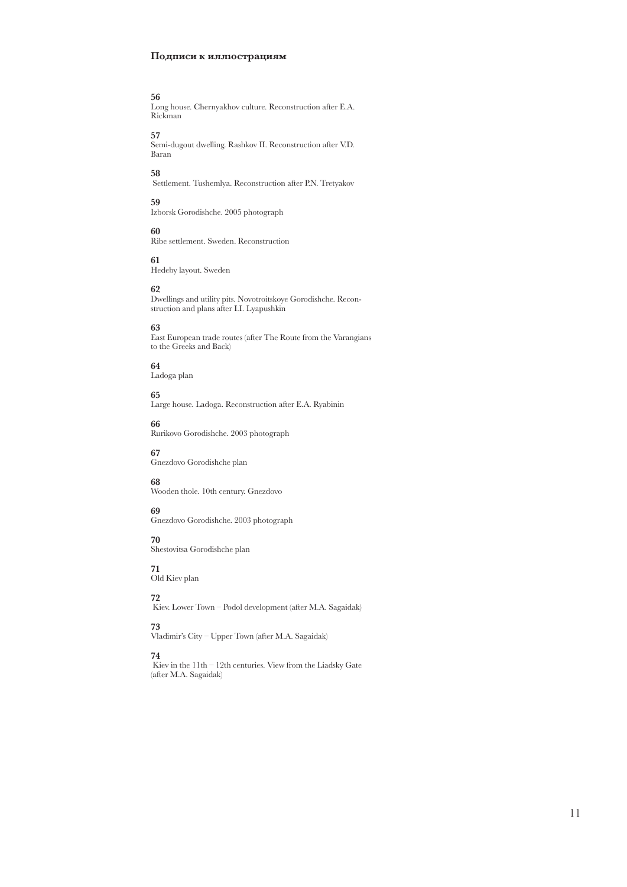### Подписи к иллюстрациям

**56**
Long house. Chernyakhov culture. Reconstruction after E.A. Rickman

**57**
Semi-dugout dwelling. Rashkov II. Reconstruction after V.D. Baran

**58**
Settlement. Tushemlya. Reconstruction after P.N. Tretyakov

**59**
Izborsk Gorodishche. 2005 photograph

**60**
Ribe settlement. Sweden. Reconstruction

**61**
Hedeby layout. Sweden

**62**
Dwellings and utility pits. Novotroitskoye Gorodishche. Reconstruction and plans after I.I. Lyapushkin

**63**
East European trade routes (after The Route from the Varangians to the Greeks and Back)

**64**
Ladoga plan

**65**
Large house. Ladoga. Reconstruction after E.A. Ryabinin

**66**
Rurikovo Gorodishche. 2003 photograph

**67**
Gnezdovo Gorodishche plan

**68**
Wooden thole. 10th century. Gnezdovo

**69**
Gnezdovo Gorodishche. 2003 photograph

**70**
Shestovitsa Gorodishche plan

**71**
Old Kiev plan

**72**
Kiev. Lower Town – Podol development (after M.A. Sagaidak)

**73**
Vladimir's City – Upper Town (after M.A. Sagaidak)

**74**
Kiev in the 11th – 12th centuries. View from the Liadsky Gate (after M.A. Sagaidak)